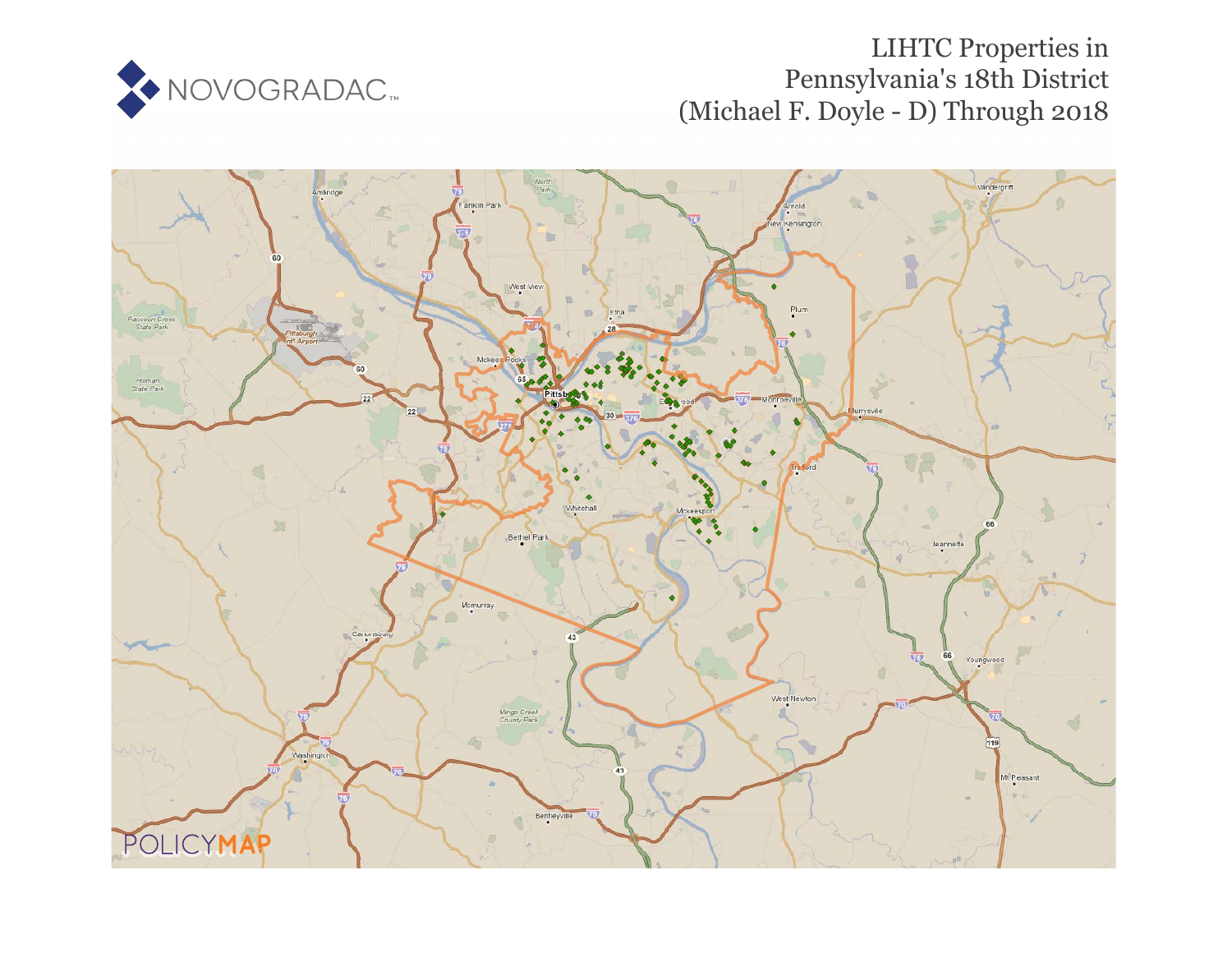# LIHTC Properties in Pennsylvania's 18th District (Michael F. Doyle - D) Through 2018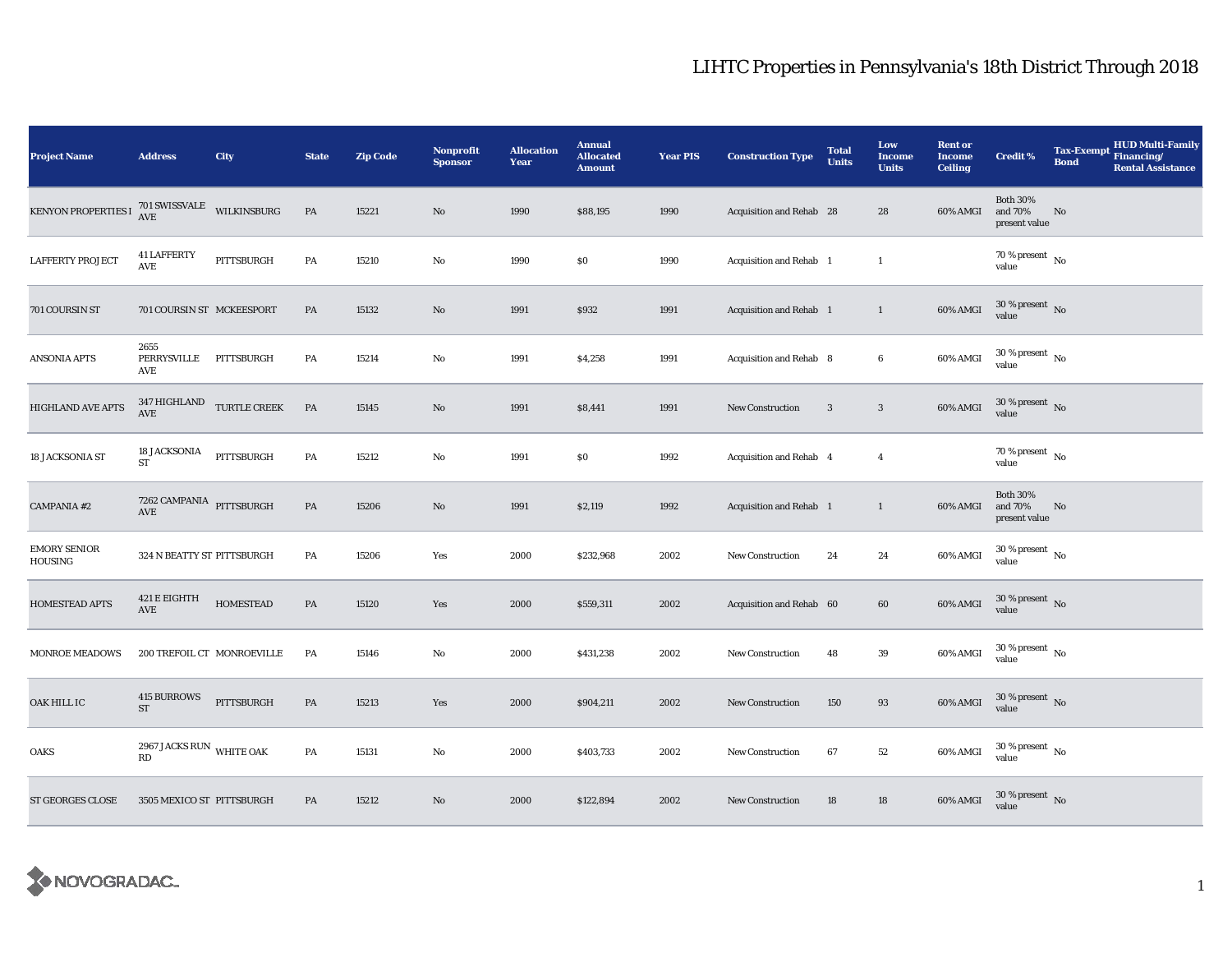# LIHTC Properties in Pennsylvania's 18th District Through 2018

| Project Name | Address | City | State | Zip Code | Nonprofit Sponsor | Allocation Year | Annual Allocated Amount | Year PIS | Construction Type | Total Units | Low Income Units | Rent or Income Ceiling | Credit % | Tax-Exempt Bond | HUD Multi-Family Financing/ Rental Assistance |
|---|---|---|---|---|---|---|---|---|---|---|---|---|---|---|---|
| KENYON PROPERTIES I | 701 SWISSVALE AVE | WILKINSBURG | PA | 15221 | No | 1990 | $88,195 | 1990 | Acquisition and Rehab | 28 | 28 | 60% AMGI | Both 30% and 70% present value | No | |
| LAFFERTY PROJECT | 41 LAFFERTY AVE | PITTSBURGH | PA | 15210 | No | 1990 | $0 | 1990 | Acquisition and Rehab | 1 | 1 | | 70 % present value | No | |
| 701 COURSIN ST | 701 COURSIN ST | MCKEESPORT | PA | 15132 | No | 1991 | $932 | 1991 | Acquisition and Rehab | 1 | 1 | 60% AMGI | 30 % present value | No | |
| ANSONIA APTS | 2655 PERRYSVILLE AVE | PITTSBURGH | PA | 15214 | No | 1991 | $4,258 | 1991 | Acquisition and Rehab | 8 | 6 | 60% AMGI | 30 % present value | No | |
| HIGHLAND AVE APTS | 347 HIGHLAND AVE | TURTLE CREEK | PA | 15145 | No | 1991 | $8,441 | 1991 | New Construction | 3 | 3 | 60% AMGI | 30 % present value | No | |
| 18 JACKSONIA ST | 18 JACKSONIA ST | PITTSBURGH | PA | 15212 | No | 1991 | $0 | 1992 | Acquisition and Rehab | 4 | 4 | | 70 % present value | No | |
| CAMPANIA #2 | 7262 CAMPANIA AVE | PITTSBURGH | PA | 15206 | No | 1991 | $2,119 | 1992 | Acquisition and Rehab | 1 | 1 | 60% AMGI | Both 30% and 70% present value | No | |
| EMORY SENIOR HOUSING | 324 N BEATTY ST | PITTSBURGH | PA | 15206 | Yes | 2000 | $232,968 | 2002 | New Construction | 24 | 24 | 60% AMGI | 30 % present value | No | |
| HOMESTEAD APTS | 421 E EIGHTH AVE | HOMESTEAD | PA | 15120 | Yes | 2000 | $559,311 | 2002 | Acquisition and Rehab | 60 | 60 | 60% AMGI | 30 % present value | No | |
| MONROE MEADOWS | 200 TREFOIL CT | MONROEVILLE | PA | 15146 | No | 2000 | $431,238 | 2002 | New Construction | 48 | 39 | 60% AMGI | 30 % present value | No | |
| OAK HILL IC | 415 BURROWS ST | PITTSBURGH | PA | 15213 | Yes | 2000 | $904,211 | 2002 | New Construction | 150 | 93 | 60% AMGI | 30 % present value | No | |
| OAKS | 2967 JACKS RUN RD | WHITE OAK | PA | 15131 | No | 2000 | $403,733 | 2002 | New Construction | 67 | 52 | 60% AMGI | 30 % present value | No | |
| ST GEORGES CLOSE | 3505 MEXICO ST | PITTSBURGH | PA | 15212 | No | 2000 | $122,894 | 2002 | New Construction | 18 | 18 | 60% AMGI | 30 % present value | No | |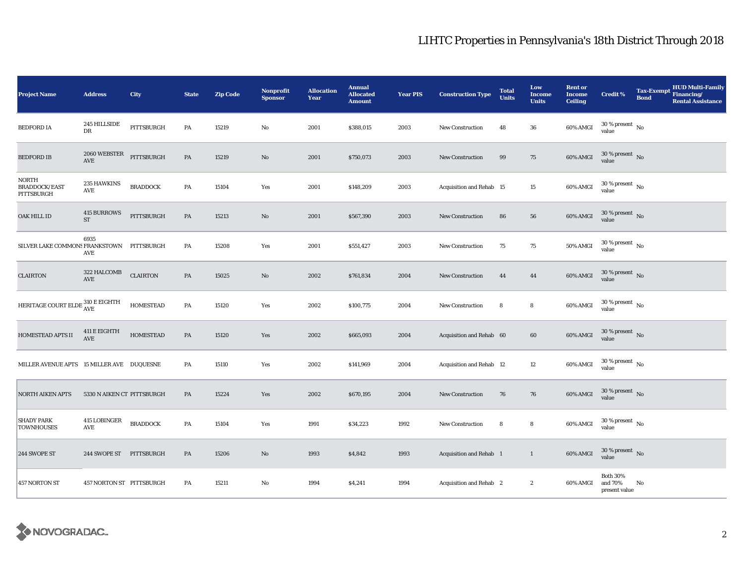# LIHTC Properties in Pennsylvania's 18th District Through 2018

| Project Name | Address | City | State | Zip Code | Nonprofit Sponsor | Allocation Year | Annual Allocated Amount | Year PIS | Construction Type | Total Units | Low Income Units | Rent or Income Ceiling | Credit % | Tax-Exempt Bond | HUD Multi-Family Financing/ Rental Assistance |
|---|---|---|---|---|---|---|---|---|---|---|---|---|---|---|---|
| BEDFORD IA | 245 HILLSIDE DR | PITTSBURGH | PA | 15219 | No | 2001 | $388,015 | 2003 | New Construction | 48 | 36 | 60% AMGI | 30 % present value | No | |
| BEDFORD IB | 2060 WEBSTER AVE | PITTSBURGH | PA | 15219 | No | 2001 | $750,073 | 2003 | New Construction | 99 | 75 | 60% AMGI | 30 % present value | No | |
| NORTH BRADDOCK/EAST PITTSBURGH | 235 HAWKINS AVE | BRADDOCK | PA | 15104 | Yes | 2001 | $148,209 | 2003 | Acquisition and Rehab | 15 | 15 | 60% AMGI | 30 % present value | No | |
| OAK HILL ID | 415 BURROWS ST | PITTSBURGH | PA | 15213 | No | 2001 | $567,390 | 2003 | New Construction | 86 | 56 | 60% AMGI | 30 % present value | No | |
| SILVER LAKE COMMONS | 6935 FRANKSTOWN AVE | PITTSBURGH | PA | 15208 | Yes | 2001 | $551,427 | 2003 | New Construction | 75 | 75 | 50% AMGI | 30 % present value | No | |
| CLAIRTON | 322 HALCOMB AVE | CLAIRTON | PA | 15025 | No | 2002 | $761,834 | 2004 | New Construction | 44 | 44 | 60% AMGI | 30 % present value | No | |
| HERITAGE COURT ELDE | 310 E EIGHTH AVE | HOMESTEAD | PA | 15120 | Yes | 2002 | $100,775 | 2004 | New Construction | 8 | 8 | 60% AMGI | 30 % present value | No | |
| HOMESTEAD APTS II | 411 E EIGHTH AVE | HOMESTEAD | PA | 15120 | Yes | 2002 | $665,093 | 2004 | Acquisition and Rehab | 60 | 60 | 60% AMGI | 30 % present value | No | |
| MILLER AVENUE APTS | 15 MILLER AVE | DUQUESNE | PA | 15110 | Yes | 2002 | $141,969 | 2004 | Acquisition and Rehab | 12 | 12 | 60% AMGI | 30 % present value | No | |
| NORTH AIKEN APTS | 5330 N AIKEN CT | PITTSBURGH | PA | 15224 | Yes | 2002 | $670,195 | 2004 | New Construction | 76 | 76 | 60% AMGI | 30 % present value | No | |
| SHADY PARK TOWNHOUSES | 415 LOBINGER AVE | BRADDOCK | PA | 15104 | Yes | 1991 | $34,223 | 1992 | New Construction | 8 | 8 | 60% AMGI | 30 % present value | No | |
| 244 SWOPE ST | 244 SWOPE ST | PITTSBURGH | PA | 15206 | No | 1993 | $4,842 | 1993 | Acquisition and Rehab | 1 | 1 | 60% AMGI | 30 % present value | No | |
| 457 NORTON ST | 457 NORTON ST | PITTSBURGH | PA | 15211 | No | 1994 | $4,241 | 1994 | Acquisition and Rehab | 2 | 2 | 60% AMGI | Both 30% and 70% present value | No | |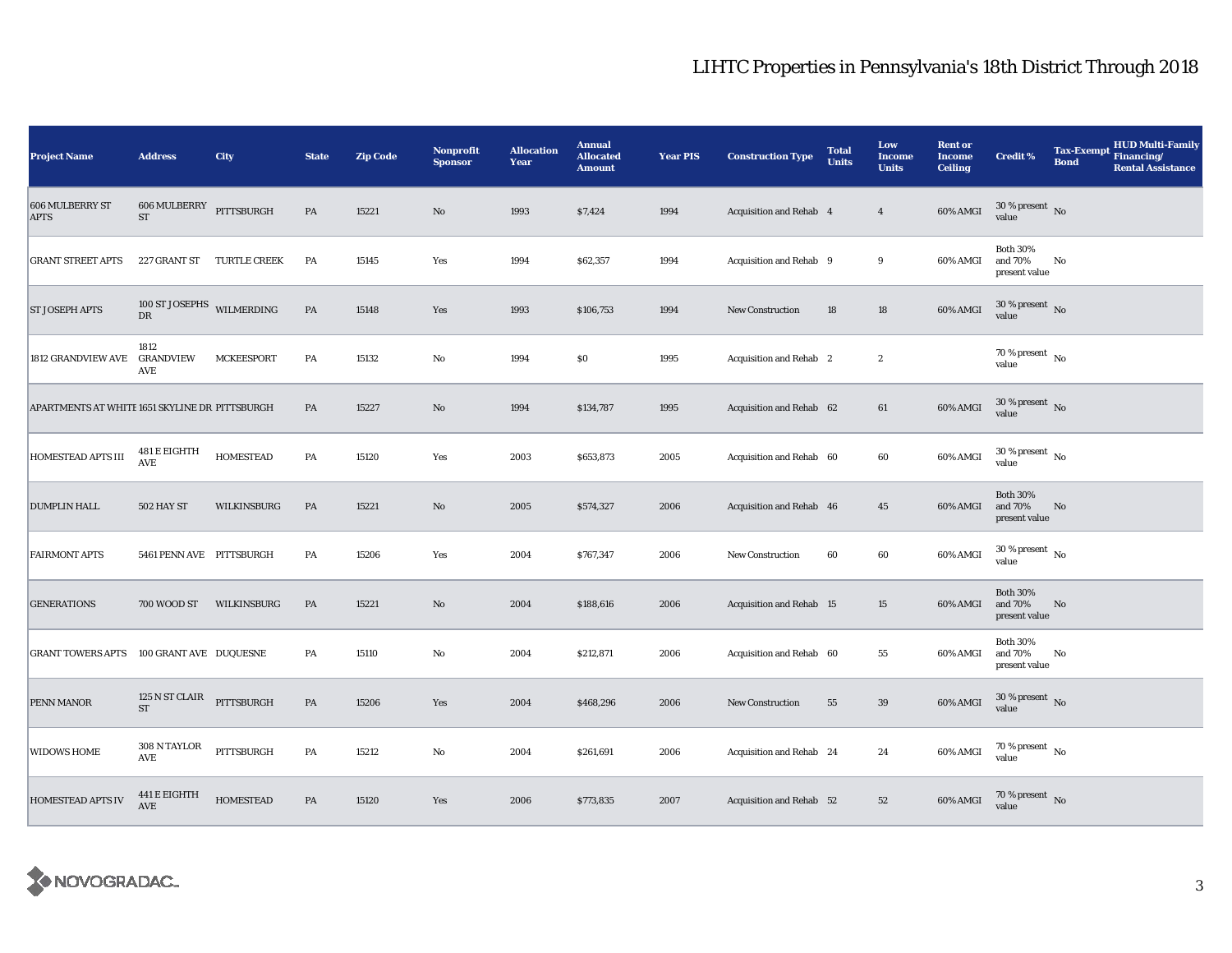# LIHTC Properties in Pennsylvania's 18th District Through 2018

| Project Name | Address | City | State | Zip Code | Nonprofit Sponsor | Allocation Year | Annual Allocated Amount | Year PIS | Construction Type | Total Units | Low Income Units | Rent or Income Ceiling | Credit % | Tax-Exempt Bond | HUD Multi-Family Financing/ Rental Assistance |
|---|---|---|---|---|---|---|---|---|---|---|---|---|---|---|---|
| 606 MULBERRY ST APTS | 606 MULBERRY ST | PITTSBURGH | PA | 15221 | No | 1993 | $7,424 | 1994 | Acquisition and Rehab | 4 | 4 | 60% AMGI | 30 % present value | No | |
| GRANT STREET APTS | 227 GRANT ST | TURTLE CREEK | PA | 15145 | Yes | 1994 | $62,357 | 1994 | Acquisition and Rehab | 9 | 9 | 60% AMGI | Both 30% and 70% present value | No | |
| ST JOSEPH APTS | 100 ST JOSEPHS DR | WILMERDING | PA | 15148 | Yes | 1993 | $106,753 | 1994 | New Construction | 18 | 18 | 60% AMGI | 30 % present value | No | |
| 1812 GRANDVIEW AVE | 1812 GRANDVIEW AVE | MCKEESPORT | PA | 15132 | No | 1994 | $0 | 1995 | Acquisition and Rehab | 2 | 2 | | 70 % present value | No | |
| APARTMENTS AT WHITE | 1651 SKYLINE DR | PITTSBURGH | PA | 15227 | No | 1994 | $134,787 | 1995 | Acquisition and Rehab | 62 | 61 | 60% AMGI | 30 % present value | No | |
| HOMESTEAD APTS III | 481 E EIGHTH AVE | HOMESTEAD | PA | 15120 | Yes | 2003 | $653,873 | 2005 | Acquisition and Rehab | 60 | 60 | 60% AMGI | 30 % present value | No | |
| DUMPLIN HALL | 502 HAY ST | WILKINSBURG | PA | 15221 | No | 2005 | $574,327 | 2006 | Acquisition and Rehab | 46 | 45 | 60% AMGI | Both 30% and 70% present value | No | |
| FAIRMONT APTS | 5461 PENN AVE | PITTSBURGH | PA | 15206 | Yes | 2004 | $767,347 | 2006 | New Construction | 60 | 60 | 60% AMGI | 30 % present value | No | |
| GENERATIONS | 700 WOOD ST | WILKINSBURG | PA | 15221 | No | 2004 | $188,616 | 2006 | Acquisition and Rehab | 15 | 15 | 60% AMGI | Both 30% and 70% present value | No | |
| GRANT TOWERS APTS | 100 GRANT AVE | DUQUESNE | PA | 15110 | No | 2004 | $212,871 | 2006 | Acquisition and Rehab | 60 | 55 | 60% AMGI | Both 30% and 70% present value | No | |
| PENN MANOR | 125 N ST CLAIR ST | PITTSBURGH | PA | 15206 | Yes | 2004 | $468,296 | 2006 | New Construction | 55 | 39 | 60% AMGI | 30 % present value | No | |
| WIDOWS HOME | 308 N TAYLOR AVE | PITTSBURGH | PA | 15212 | No | 2004 | $261,691 | 2006 | Acquisition and Rehab | 24 | 24 | 60% AMGI | 70 % present value | No | |
| HOMESTEAD APTS IV | 441 E EIGHTH AVE | HOMESTEAD | PA | 15120 | Yes | 2006 | $773,835 | 2007 | Acquisition and Rehab | 52 | 52 | 60% AMGI | 70 % present value | No | |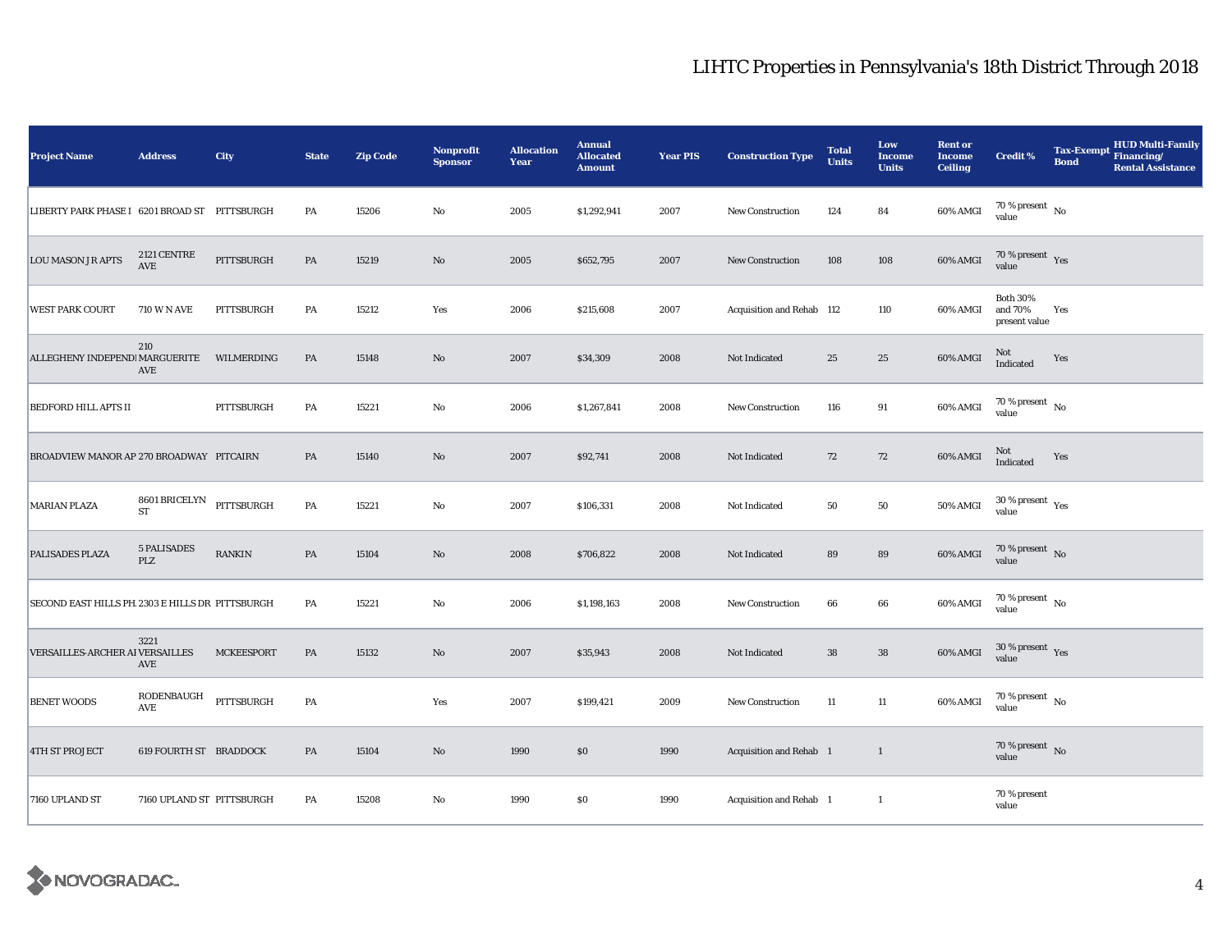# LIHTC Properties in Pennsylvania's 18th District Through 2018

| Project Name | Address | City | State | Zip Code | Nonprofit Sponsor | Allocation Year | Annual Allocated Amount | Year PIS | Construction Type | Total Units | Low Income Units | Rent or Income Ceiling | Credit % | Tax-Exempt Bond | HUD Multi-Family Financing/ Rental Assistance |
|---|---|---|---|---|---|---|---|---|---|---|---|---|---|---|---|
| LIBERTY PARK PHASE I | 6201 BROAD ST | PITTSBURGH | PA | 15206 | No | 2005 | $1,292,941 | 2007 | New Construction | 124 | 84 | 60% AMGI | 70 % present value | No | |
| LOU MASON JR APTS | 2121 CENTRE AVE | PITTSBURGH | PA | 15219 | No | 2005 | $652,795 | 2007 | New Construction | 108 | 108 | 60% AMGI | 70 % present value | Yes | |
| WEST PARK COURT | 710 W N AVE | PITTSBURGH | PA | 15212 | Yes | 2006 | $215,608 | 2007 | Acquisition and Rehab | 112 | 110 | 60% AMGI | Both 30% and 70% present value | Yes | |
| ALLEGHENY INDEPENDI | 210 MARGUERITE AVE | WILMERDING | PA | 15148 | No | 2007 | $34,309 | 2008 | Not Indicated | 25 | 25 | 60% AMGI | Not Indicated | Yes | |
| BEDFORD HILL APTS II | | PITTSBURGH | PA | 15221 | No | 2006 | $1,267,841 | 2008 | New Construction | 116 | 91 | 60% AMGI | 70 % present value | No | |
| BROADVIEW MANOR AP | 270 BROADWAY | PITCAIRN | PA | 15140 | No | 2007 | $92,741 | 2008 | Not Indicated | 72 | 72 | 60% AMGI | Not Indicated | Yes | |
| MARIAN PLAZA | 8601 BRICELYN ST | PITTSBURGH | PA | 15221 | No | 2007 | $106,331 | 2008 | Not Indicated | 50 | 50 | 50% AMGI | 30 % present value | Yes | |
| PALISADES PLAZA | 5 PALISADES PLZ | RANKIN | PA | 15104 | No | 2008 | $706,822 | 2008 | Not Indicated | 89 | 89 | 60% AMGI | 70 % present value | No | |
| SECOND EAST HILLS PH. | 2303 E HILLS DR | PITTSBURGH | PA | 15221 | No | 2006 | $1,198,163 | 2008 | New Construction | 66 | 66 | 60% AMGI | 70 % present value | No | |
| VERSAILLES-ARCHER AI | 3221 VERSAILLES AVE | MCKEESPORT | PA | 15132 | No | 2007 | $35,943 | 2008 | Not Indicated | 38 | 38 | 60% AMGI | 30 % present value | Yes | |
| BENET WOODS | RODENBAUGH AVE | PITTSBURGH | PA | | Yes | 2007 | $199,421 | 2009 | New Construction | 11 | 11 | 60% AMGI | 70 % present value | No | |
| 4TH ST PROJECT | 619 FOURTH ST | BRADDOCK | PA | 15104 | No | 1990 | $0 | 1990 | Acquisition and Rehab | 1 | 1 | | 70 % present value | No | |
| 7160 UPLAND ST | 7160 UPLAND ST | PITTSBURGH | PA | 15208 | No | 1990 | $0 | 1990 | Acquisition and Rehab | 1 | 1 | | 70 % present value | | |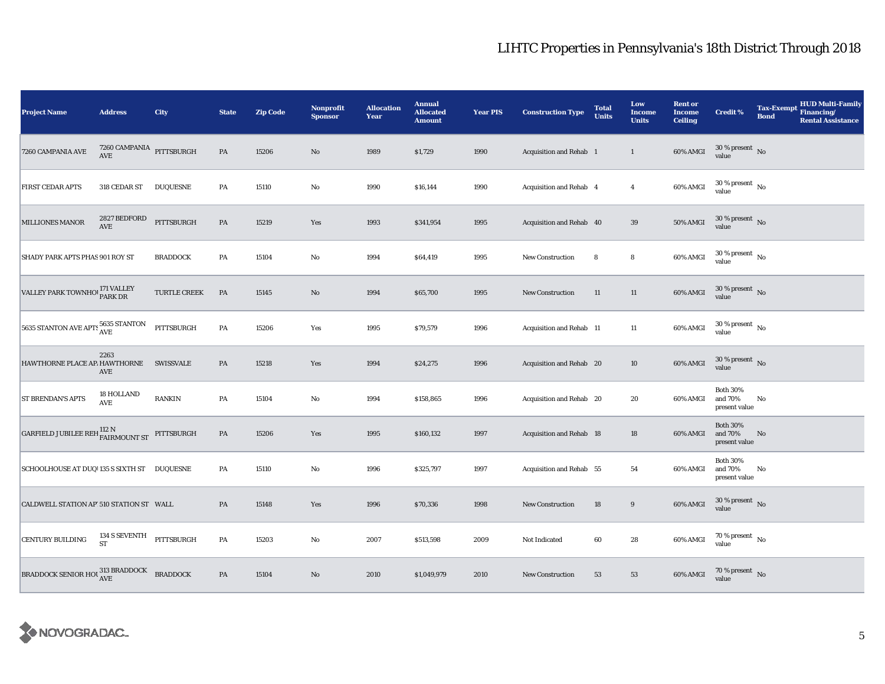# LIHTC Properties in Pennsylvania's 18th District Through 2018

| Project Name | Address | City | State | Zip Code | Nonprofit Sponsor | Allocation Year | Annual Allocated Amount | Year PIS | Construction Type | Total Units | Low Income Units | Rent or Income Ceiling | Credit % | Tax-Exempt Bond | HUD Multi-Family Financing/ Rental Assistance |
|---|---|---|---|---|---|---|---|---|---|---|---|---|---|---|---|
| 7260 CAMPANIA AVE | 7260 CAMPANIA AVE | PITTSBURGH | PA | 15206 | No | 1989 | $1,729 | 1990 | Acquisition and Rehab | 1 | 1 | 60% AMGI | 30 % present value | No | |
| FIRST CEDAR APTS | 318 CEDAR ST | DUQUESNE | PA | 15110 | No | 1990 | $16,144 | 1990 | Acquisition and Rehab | 4 | 4 | 60% AMGI | 30 % present value | No | |
| MILLIONES MANOR | 2827 BEDFORD AVE | PITTSBURGH | PA | 15219 | Yes | 1993 | $341,954 | 1995 | Acquisition and Rehab | 40 | 39 | 50% AMGI | 30 % present value | No | |
| SHADY PARK APTS PHAS | 901 ROY ST | BRADDOCK | PA | 15104 | No | 1994 | $64,419 | 1995 | New Construction | 8 | 8 | 60% AMGI | 30 % present value | No | |
| VALLEY PARK TOWNHOU | 171 VALLEY PARK DR | TURTLE CREEK | PA | 15145 | No | 1994 | $65,700 | 1995 | New Construction | 11 | 11 | 60% AMGI | 30 % present value | No | |
| 5635 STANTON AVE APTS | 5635 STANTON AVE | PITTSBURGH | PA | 15206 | Yes | 1995 | $79,579 | 1996 | Acquisition and Rehab | 11 | 11 | 60% AMGI | 30 % present value | No | |
| HAWTHORNE PLACE AP | 2263 HAWTHORNE AVE | SWISSVALE | PA | 15218 | Yes | 1994 | $24,275 | 1996 | Acquisition and Rehab | 20 | 10 | 60% AMGI | 30 % present value | No | |
| ST BRENDAN'S APTS | 18 HOLLAND AVE | RANKIN | PA | 15104 | No | 1994 | $158,865 | 1996 | Acquisition and Rehab | 20 | 20 | 60% AMGI | Both 30% and 70% present value | No | |
| GARFIELD JUBILEE REH | 112 N FAIRMOUNT ST | PITTSBURGH | PA | 15206 | Yes | 1995 | $160,132 | 1997 | Acquisition and Rehab | 18 | 18 | 60% AMGI | Both 30% and 70% present value | No | |
| SCHOOLHOUSE AT DUQU | 135 S SIXTH ST | DUQUESNE | PA | 15110 | No | 1996 | $325,797 | 1997 | Acquisition and Rehab | 55 | 54 | 60% AMGI | Both 30% and 70% present value | No | |
| CALDWELL STATION APT | 510 STATION ST | WALL | PA | 15148 | Yes | 1996 | $70,336 | 1998 | New Construction | 18 | 9 | 60% AMGI | 30 % present value | No | |
| CENTURY BUILDING | 134 S SEVENTH ST | PITTSBURGH | PA | 15203 | No | 2007 | $513,598 | 2009 | Not Indicated | 60 | 28 | 60% AMGI | 70 % present value | No | |
| BRADDOCK SENIOR HOU | 313 BRADDOCK AVE | BRADDOCK | PA | 15104 | No | 2010 | $1,049,979 | 2010 | New Construction | 53 | 53 | 60% AMGI | 70 % present value | No | |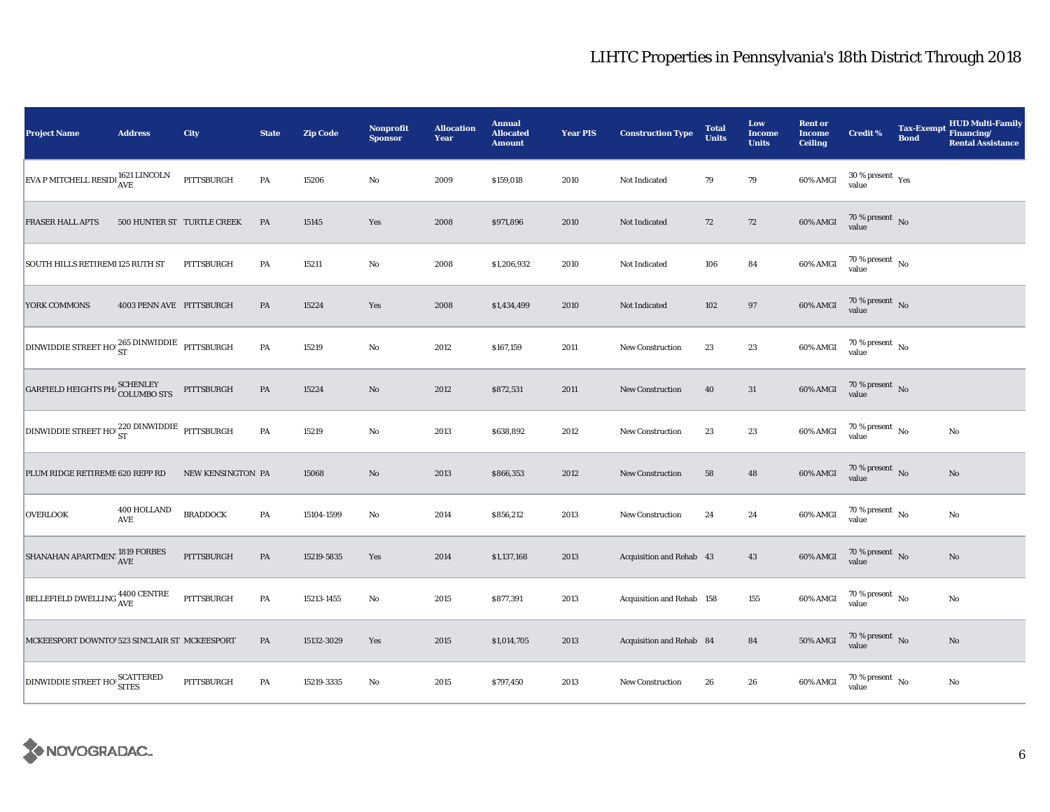# LIHTC Properties in Pennsylvania's 18th District Through 2018

| Project Name | Address | City | State | Zip Code | Nonprofit Sponsor | Allocation Year | Annual Allocated Amount | Year PIS | Construction Type | Total Units | Low Income Units | Rent or Income Ceiling | Credit % | Tax-Exempt Bond | HUD Multi-Family Financing/ Rental Assistance |
|---|---|---|---|---|---|---|---|---|---|---|---|---|---|---|---|
| EVA P MITCHELL RESIDI | 1621 LINCOLN AVE | PITTSBURGH | PA | 15206 | No | 2009 | $159,018 | 2010 | Not Indicated | 79 | 79 | 60% AMGI | 30 % present value | Yes | |
| FRASER HALL APTS | 500 HUNTER ST | TURTLE CREEK | PA | 15145 | Yes | 2008 | $971,896 | 2010 | Not Indicated | 72 | 72 | 60% AMGI | 70 % present value | No | |
| SOUTH HILLS RETIREMI | 125 RUTH ST | PITTSBURGH | PA | 15211 | No | 2008 | $1,206,932 | 2010 | Not Indicated | 106 | 84 | 60% AMGI | 70 % present value | No | |
| YORK COMMONS | 4003 PENN AVE | PITTSBURGH | PA | 15224 | Yes | 2008 | $1,434,499 | 2010 | Not Indicated | 102 | 97 | 60% AMGI | 70 % present value | No | |
| DINWIDDIE STREET HOI | 265 DINWIDDIE ST | PITTSBURGH | PA | 15219 | No | 2012 | $167,159 | 2011 | New Construction | 23 | 23 | 60% AMGI | 70 % present value | No | |
| GARFIELD HEIGHTS PHA | SCHENLEY COLUMBO STS | PITTSBURGH | PA | 15224 | No | 2012 | $872,531 | 2011 | New Construction | 40 | 31 | 60% AMGI | 70 % present value | No | |
| DINWIDDIE STREET HOI | 220 DINWIDDIE ST | PITTSBURGH | PA | 15219 | No | 2013 | $638,892 | 2012 | New Construction | 23 | 23 | 60% AMGI | 70 % present value | No | No |
| PLUM RIDGE RETIREME | 620 REPP RD | NEW KENSINGTON | PA | 15068 | No | 2013 | $866,353 | 2012 | New Construction | 58 | 48 | 60% AMGI | 70 % present value | No | No |
| OVERLOOK | 400 HOLLAND AVE | BRADDOCK | PA | 15104-1599 | No | 2014 | $856,212 | 2013 | New Construction | 24 | 24 | 60% AMGI | 70 % present value | No | No |
| SHANAHAN APARTMENT | 1819 FORBES AVE | PITTSBURGH | PA | 15219-5835 | Yes | 2014 | $1,137,168 | 2013 | Acquisition and Rehab | 43 | 43 | 60% AMGI | 70 % present value | No | No |
| BELLEFIELD DWELLING | 4400 CENTRE AVE | PITTSBURGH | PA | 15213-1455 | No | 2015 | $877,391 | 2013 | Acquisition and Rehab | 158 | 155 | 60% AMGI | 70 % present value | No | No |
| MCKEESPORT DOWNTOV | 523 SINCLAIR ST | MCKEESPORT | PA | 15132-3029 | Yes | 2015 | $1,014,705 | 2013 | Acquisition and Rehab | 84 | 84 | 50% AMGI | 70 % present value | No | No |
| DINWIDDIE STREET HOI | SCATTERED SITES | PITTSBURGH | PA | 15219-3335 | No | 2015 | $797,450 | 2013 | New Construction | 26 | 26 | 60% AMGI | 70 % present value | No | No |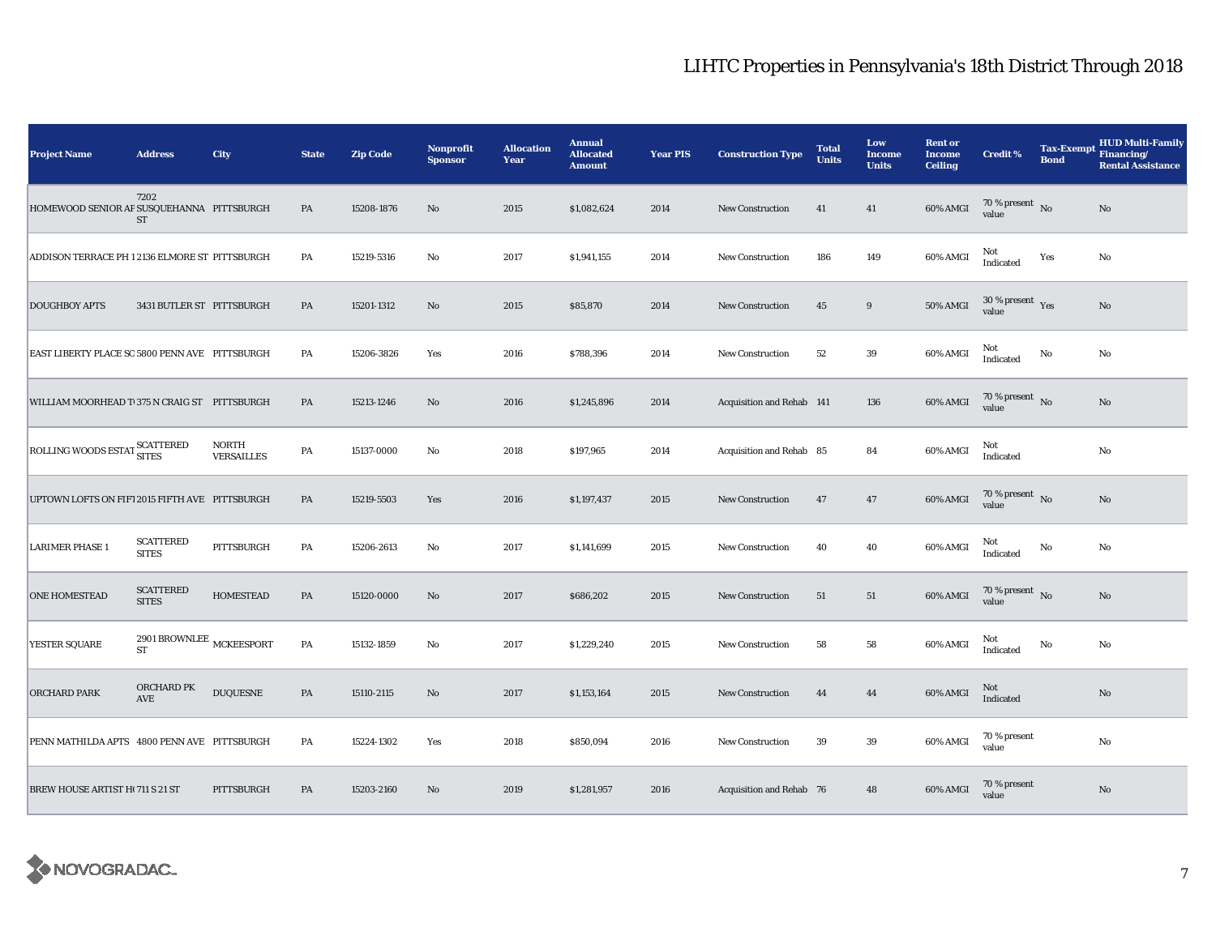# LIHTC Properties in Pennsylvania's 18th District Through 2018

| Project Name | Address | City | State | Zip Code | Nonprofit Sponsor | Allocation Year | Annual Allocated Amount | Year PIS | Construction Type | Total Units | Low Income Units | Rent or Income Ceiling | Credit % | Tax-Exempt Bond | HUD Multi-Family Financing/ Rental Assistance |
|---|---|---|---|---|---|---|---|---|---|---|---|---|---|---|---|
| HOMEWOOD SENIOR AF | 7202 SUSQUEHANNA ST | PITTSBURGH | PA | 15208-1876 | No | 2015 | $1,082,624 | 2014 | New Construction | 41 | 41 | 60% AMGI | 70 % present value | No | No |
| ADDISON TERRACE PH 1 | 2136 ELMORE ST | PITTSBURGH | PA | 15219-5316 | No | 2017 | $1,941,155 | 2014 | New Construction | 186 | 149 | 60% AMGI | Not Indicated | Yes | No |
| DOUGHBOY APTS | 3431 BUTLER ST | PITTSBURGH | PA | 15201-1312 | No | 2015 | $85,870 | 2014 | New Construction | 45 | 9 | 50% AMGI | 30 % present value | Yes | No |
| EAST LIBERTY PLACE SC | 5800 PENN AVE | PITTSBURGH | PA | 15206-3826 | Yes | 2016 | $788,396 | 2014 | New Construction | 52 | 39 | 60% AMGI | Not Indicated | No | No |
| WILLIAM MOORHEAD T | 375 N CRAIG ST | PITTSBURGH | PA | 15213-1246 | No | 2016 | $1,245,896 | 2014 | Acquisition and Rehab | 141 | 136 | 60% AMGI | 70 % present value | No | No |
| ROLLING WOODS ESTAT | SCATTERED SITES | NORTH VERSAILLES | PA | 15137-0000 | No | 2018 | $197,965 | 2014 | Acquisition and Rehab | 85 | 84 | 60% AMGI | Not Indicated | | No |
| UPTOWN LOFTS ON FIFT | 2015 FIFTH AVE | PITTSBURGH | PA | 15219-5503 | Yes | 2016 | $1,197,437 | 2015 | New Construction | 47 | 47 | 60% AMGI | 70 % present value | No | No |
| LARIMER PHASE 1 | SCATTERED SITES | PITTSBURGH | PA | 15206-2613 | No | 2017 | $1,141,699 | 2015 | New Construction | 40 | 40 | 60% AMGI | Not Indicated | No | No |
| ONE HOMESTEAD | SCATTERED SITES | HOMESTEAD | PA | 15120-0000 | No | 2017 | $686,202 | 2015 | New Construction | 51 | 51 | 60% AMGI | 70 % present value | No | No |
| YESTER SQUARE | 2901 BROWNLEE ST | MCKEESPORT | PA | 15132-1859 | No | 2017 | $1,229,240 | 2015 | New Construction | 58 | 58 | 60% AMGI | Not Indicated | No | No |
| ORCHARD PARK | ORCHARD PK AVE | DUQUESNE | PA | 15110-2115 | No | 2017 | $1,153,164 | 2015 | New Construction | 44 | 44 | 60% AMGI | Not Indicated | | No |
| PENN MATHILDA APTS | 4800 PENN AVE | PITTSBURGH | PA | 15224-1302 | Yes | 2018 | $850,094 | 2016 | New Construction | 39 | 39 | 60% AMGI | 70 % present value | | No |
| BREW HOUSE ARTIST H | 711 S 21 ST | PITTSBURGH | PA | 15203-2160 | No | 2019 | $1,281,957 | 2016 | Acquisition and Rehab | 76 | 48 | 60% AMGI | 70 % present value | | No |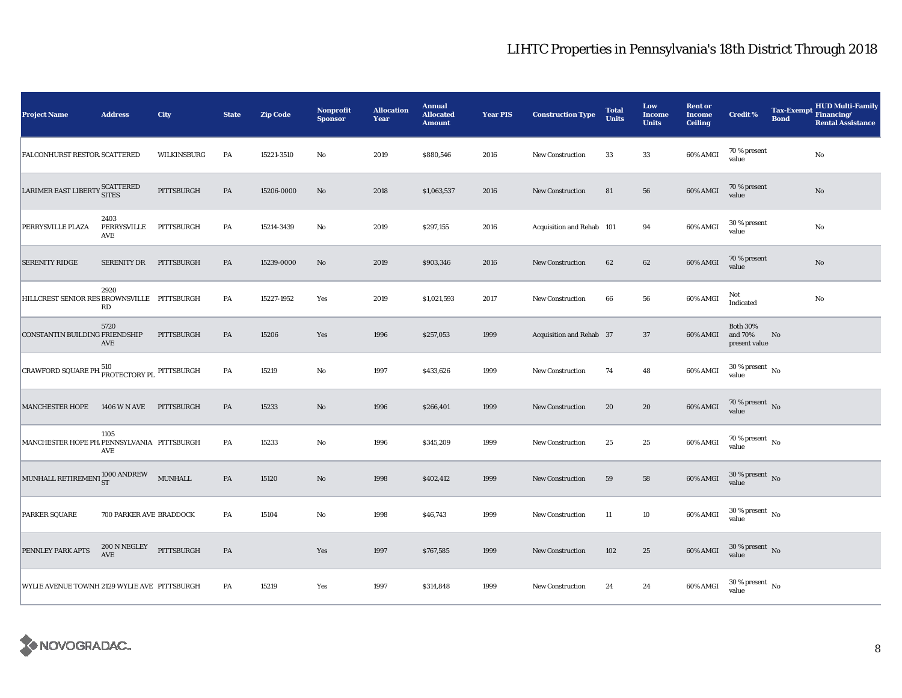# LIHTC Properties in Pennsylvania's 18th District Through 2018

| Project Name | Address | City | State | Zip Code | Nonprofit Sponsor | Allocation Year | Annual Allocated Amount | Year PIS | Construction Type | Total Units | Low Income Units | Rent or Income Ceiling | Credit % | Tax-Exempt Bond | HUD Multi-Family Financing/ Rental Assistance |
|---|---|---|---|---|---|---|---|---|---|---|---|---|---|---|---|
| FALCONHURST RESTOR. | SCATTERED | WILKINSBURG | PA | 15221-3510 | No | 2019 | $880,546 | 2016 | New Construction | 33 | 33 | 60% AMGI | 70 % present value | | No |
| LARIMER EAST LIBERTY | SCATTERED SITES | PITTSBURGH | PA | 15206-0000 | No | 2018 | $1,063,537 | 2016 | New Construction | 81 | 56 | 60% AMGI | 70 % present value | | No |
| PERRYSVILLE PLAZA | 2403 PERRYSVILLE AVE | PITTSBURGH | PA | 15214-3439 | No | 2019 | $297,155 | 2016 | Acquisition and Rehab | 101 | 94 | 60% AMGI | 30 % present value | | No |
| SERENITY RIDGE | SERENITY DR | PITTSBURGH | PA | 15239-0000 | No | 2019 | $903,346 | 2016 | New Construction | 62 | 62 | 60% AMGI | 70 % present value | | No |
| HILLCREST SENIOR RES | 2920 BROWNSVILLE RD | PITTSBURGH | PA | 15227-1952 | Yes | 2019 | $1,021,593 | 2017 | New Construction | 66 | 56 | 60% AMGI | Not Indicated | | No |
| CONSTANTIN BUILDING | 5720 FRIENDSHIP AVE | PITTSBURGH | PA | 15206 | Yes | 1996 | $257,053 | 1999 | Acquisition and Rehab | 37 | 37 | 60% AMGI | Both 30% and 70% present value | No | |
| CRAWFORD SQUARE PH. | 510 PROTECTORY PL | PITTSBURGH | PA | 15219 | No | 1997 | $433,626 | 1999 | New Construction | 74 | 48 | 60% AMGI | 30 % present value | No | |
| MANCHESTER HOPE | 1406 W N AVE | PITTSBURGH | PA | 15233 | No | 1996 | $266,401 | 1999 | New Construction | 20 | 20 | 60% AMGI | 70 % present value | No | |
| MANCHESTER HOPE PH. | 1105 PENNSYLVANIA AVE | PITTSBURGH | PA | 15233 | No | 1996 | $345,209 | 1999 | New Construction | 25 | 25 | 60% AMGI | 70 % present value | No | |
| MUNHALL RETIREMENT | 1000 ANDREW ST | MUNHALL | PA | 15120 | No | 1998 | $402,412 | 1999 | New Construction | 59 | 58 | 60% AMGI | 30 % present value | No | |
| PARKER SQUARE | 700 PARKER AVE | BRADDOCK | PA | 15104 | No | 1998 | $46,743 | 1999 | New Construction | 11 | 10 | 60% AMGI | 30 % present value | No | |
| PENNLEY PARK APTS | 200 N NEGLEY AVE | PITTSBURGH | PA | | Yes | 1997 | $767,585 | 1999 | New Construction | 102 | 25 | 60% AMGI | 30 % present value | No | |
| WYLIE AVENUE TOWNH | 2129 WYLIE AVE | PITTSBURGH | PA | 15219 | Yes | 1997 | $314,848 | 1999 | New Construction | 24 | 24 | 60% AMGI | 30 % present value | No | |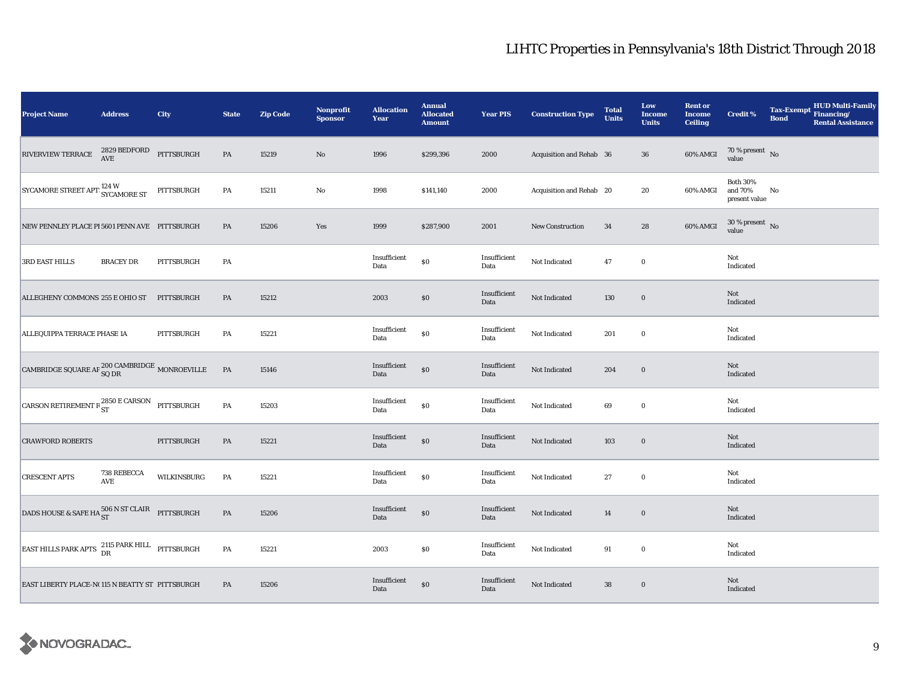# LIHTC Properties in Pennsylvania's 18th District Through 2018

| Project Name | Address | City | State | Zip Code | Nonprofit Sponsor | Allocation Year | Annual Allocated Amount | Year PIS | Construction Type | Total Units | Low Income Units | Rent or Income Ceiling | Credit % | Tax-Exempt Bond | HUD Multi-Family Financing/ Rental Assistance |
|---|---|---|---|---|---|---|---|---|---|---|---|---|---|---|---|
| RIVERVIEW TERRACE | 2829 BEDFORD AVE | PITTSBURGH | PA | 15219 | No | 1996 | $299,396 | 2000 | Acquisition and Rehab | 36 | 36 | 60% AMGI | 70 % present value | No | |
| SYCAMORE STREET APTS | 124 W SYCAMORE ST | PITTSBURGH | PA | 15211 | No | 1998 | $141,140 | 2000 | Acquisition and Rehab | 20 | 20 | 60% AMGI | Both 30% and 70% present value | No | |
| NEW PENNLEY PLACE PI | 5601 PENN AVE | PITTSBURGH | PA | 15206 | Yes | 1999 | $287,900 | 2001 | New Construction | 34 | 28 | 60% AMGI | 30 % present value | No | |
| 3RD EAST HILLS | BRACEY DR | PITTSBURGH | PA | | | Insufficient Data | $0 | Insufficient Data | Not Indicated | 47 | 0 | | Not Indicated | | |
| ALLEGHENY COMMONS | 255 E OHIO ST | PITTSBURGH | PA | 15212 | | 2003 | $0 | Insufficient Data | Not Indicated | 130 | 0 | | Not Indicated | | |
| ALLEQUIPPA TERRACE PHASE 1A | | PITTSBURGH | PA | 15221 | | Insufficient Data | $0 | Insufficient Data | Not Indicated | 201 | 0 | | Not Indicated | | |
| CAMBRIDGE SQUARE AF | 200 CAMBRIDGE SQ DR | MONROEVILLE | PA | 15146 | | Insufficient Data | $0 | Insufficient Data | Not Indicated | 204 | 0 | | Not Indicated | | |
| CARSON RETIREMENT R | 2850 E CARSON ST | PITTSBURGH | PA | 15203 | | Insufficient Data | $0 | Insufficient Data | Not Indicated | 69 | 0 | | Not Indicated | | |
| CRAWFORD ROBERTS | | PITTSBURGH | PA | 15221 | | Insufficient Data | $0 | Insufficient Data | Not Indicated | 103 | 0 | | Not Indicated | | |
| CRESCENT APTS | 738 REBECCA AVE | WILKINSBURG | PA | 15221 | | Insufficient Data | $0 | Insufficient Data | Not Indicated | 27 | 0 | | Not Indicated | | |
| DADS HOUSE & SAFE HA | 506 N ST CLAIR ST | PITTSBURGH | PA | 15206 | | Insufficient Data | $0 | Insufficient Data | Not Indicated | 14 | 0 | | Not Indicated | | |
| EAST HILLS PARK APTS | 2115 PARK HILL DR | PITTSBURGH | PA | 15221 | | 2003 | $0 | Insufficient Data | Not Indicated | 91 | 0 | | Not Indicated | | |
| EAST LIBERTY PLACE-N( | 115 N BEATTY ST | PITTSBURGH | PA | 15206 | | Insufficient Data | $0 | Insufficient Data | Not Indicated | 38 | 0 | | Not Indicated | | |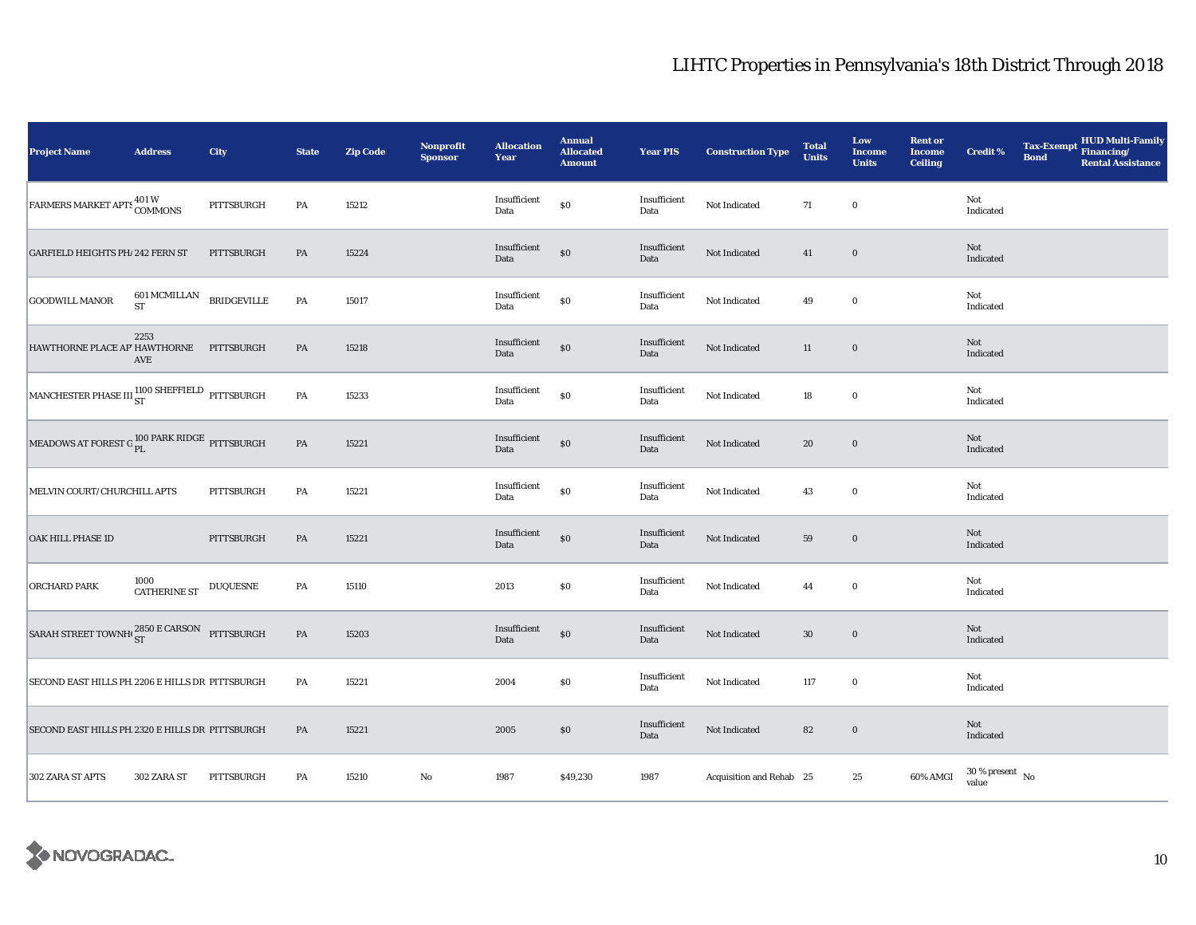# LIHTC Properties in Pennsylvania's 18th District Through 2018

| Project Name | Address | City | State | Zip Code | Nonprofit Sponsor | Allocation Year | Annual Allocated Amount | Year PIS | Construction Type | Total Units | Low Income Units | Rent or Income Ceiling | Credit % | Tax-Exempt Bond | HUD Multi-Family Financing/ Rental Assistance |
|---|---|---|---|---|---|---|---|---|---|---|---|---|---|---|---|
| FARMERS MARKET APTS | 401 W COMMONS | PITTSBURGH | PA | 15212 | | Insufficient Data | $0 | Insufficient Data | Not Indicated | 71 | 0 | | Not Indicated | | |
| GARFIELD HEIGHTS PH/ | 242 FERN ST | PITTSBURGH | PA | 15224 | | Insufficient Data | $0 | Insufficient Data | Not Indicated | 41 | 0 | | Not Indicated | | |
| GOODWILL MANOR | 601 MCMILLAN ST | BRIDGEVILLE | PA | 15017 | | Insufficient Data | $0 | Insufficient Data | Not Indicated | 49 | 0 | | Not Indicated | | |
| HAWTHORNE PLACE AP | 2253 HAWTHORNE AVE | PITTSBURGH | PA | 15218 | | Insufficient Data | $0 | Insufficient Data | Not Indicated | 11 | 0 | | Not Indicated | | |
| MANCHESTER PHASE III | 1100 SHEFFIELD ST | PITTSBURGH | PA | 15233 | | Insufficient Data | $0 | Insufficient Data | Not Indicated | 18 | 0 | | Not Indicated | | |
| MEADOWS AT FOREST G | 100 PARK RIDGE PL | PITTSBURGH | PA | 15221 | | Insufficient Data | $0 | Insufficient Data | Not Indicated | 20 | 0 | | Not Indicated | | |
| MELVIN COURT/CHURCHILL APTS | | PITTSBURGH | PA | 15221 | | Insufficient Data | $0 | Insufficient Data | Not Indicated | 43 | 0 | | Not Indicated | | |
| OAK HILL PHASE 1D | | PITTSBURGH | PA | 15221 | | Insufficient Data | $0 | Insufficient Data | Not Indicated | 59 | 0 | | Not Indicated | | |
| ORCHARD PARK | 1000 CATHERINE ST | DUQUESNE | PA | 15110 | | 2013 | $0 | Insufficient Data | Not Indicated | 44 | 0 | | Not Indicated | | |
| SARAH STREET TOWNH | 2850 E CARSON ST | PITTSBURGH | PA | 15203 | | Insufficient Data | $0 | Insufficient Data | Not Indicated | 30 | 0 | | Not Indicated | | |
| SECOND EAST HILLS PH. | 2206 E HILLS DR | PITTSBURGH | PA | 15221 | | 2004 | $0 | Insufficient Data | Not Indicated | 117 | 0 | | Not Indicated | | |
| SECOND EAST HILLS PH. | 2320 E HILLS DR | PITTSBURGH | PA | 15221 | | 2005 | $0 | Insufficient Data | Not Indicated | 82 | 0 | | Not Indicated | | |
| 302 ZARA ST APTS | 302 ZARA ST | PITTSBURGH | PA | 15210 | No | 1987 | $49,230 | 1987 | Acquisition and Rehab | 25 | 25 | 60% AMGI | 30 % present value | No | |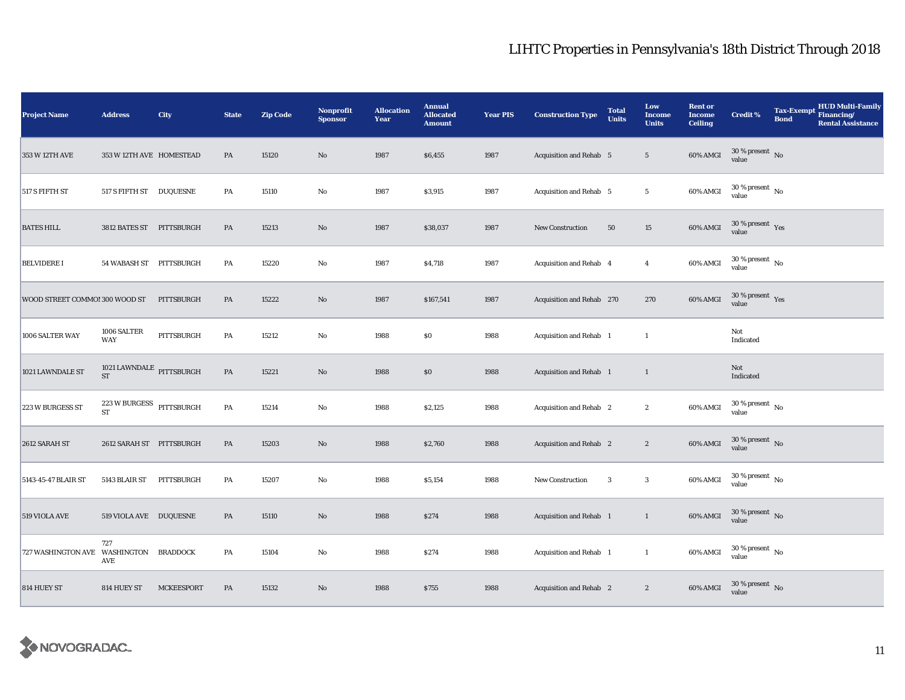# LIHTC Properties in Pennsylvania's 18th District Through 2018

| Project Name | Address | City | State | Zip Code | Nonprofit Sponsor | Allocation Year | Annual Allocated Amount | Year PIS | Construction Type | Total Units | Low Income Units | Rent or Income Ceiling | Credit % | Tax-Exempt Bond | HUD Multi-Family Financing/ Rental Assistance |
|---|---|---|---|---|---|---|---|---|---|---|---|---|---|---|---|
| 353 W 12TH AVE | 353 W 12TH AVE | HOMESTEAD | PA | 15120 | No | 1987 | $6,455 | 1987 | Acquisition and Rehab | 5 | 5 | 60% AMGI | 30 % present value | No | |
| 517 S FIFTH ST | 517 S FIFTH ST | DUQUESNE | PA | 15110 | No | 1987 | $3,915 | 1987 | Acquisition and Rehab | 5 | 5 | 60% AMGI | 30 % present value | No | |
| BATES HILL | 3812 BATES ST | PITTSBURGH | PA | 15213 | No | 1987 | $38,037 | 1987 | New Construction | 50 | 15 | 60% AMGI | 30 % present value | Yes | |
| BELVIDERE I | 54 WABASH ST | PITTSBURGH | PA | 15220 | No | 1987 | $4,718 | 1987 | Acquisition and Rehab | 4 | 4 | 60% AMGI | 30 % present value | No | |
| WOOD STREET COMMONS | 300 WOOD ST | PITTSBURGH | PA | 15222 | No | 1987 | $167,541 | 1987 | Acquisition and Rehab | 270 | 270 | 60% AMGI | 30 % present value | Yes | |
| 1006 SALTER WAY | 1006 SALTER WAY | PITTSBURGH | PA | 15212 | No | 1988 | $0 | 1988 | Acquisition and Rehab | 1 | 1 | | Not Indicated | | |
| 1021 LAWNDALE ST | 1021 LAWNDALE ST | PITTSBURGH | PA | 15221 | No | 1988 | $0 | 1988 | Acquisition and Rehab | 1 | 1 | | Not Indicated | | |
| 223 W BURGESS ST | 223 W BURGESS ST | PITTSBURGH | PA | 15214 | No | 1988 | $2,125 | 1988 | Acquisition and Rehab | 2 | 2 | 60% AMGI | 30 % present value | No | |
| 2612 SARAH ST | 2612 SARAH ST | PITTSBURGH | PA | 15203 | No | 1988 | $2,760 | 1988 | Acquisition and Rehab | 2 | 2 | 60% AMGI | 30 % present value | No | |
| 5143-45-47 BLAIR ST | 5143 BLAIR ST | PITTSBURGH | PA | 15207 | No | 1988 | $5,154 | 1988 | New Construction | 3 | 3 | 60% AMGI | 30 % present value | No | |
| 519 VIOLA AVE | 519 VIOLA AVE | DUQUESNE | PA | 15110 | No | 1988 | $274 | 1988 | Acquisition and Rehab | 1 | 1 | 60% AMGI | 30 % present value | No | |
| 727 WASHINGTON AVE | 727 WASHINGTON AVE | BRADDOCK | PA | 15104 | No | 1988 | $274 | 1988 | Acquisition and Rehab | 1 | 1 | 60% AMGI | 30 % present value | No | |
| 814 HUEY ST | 814 HUEY ST | MCKEESPORT | PA | 15132 | No | 1988 | $755 | 1988 | Acquisition and Rehab | 2 | 2 | 60% AMGI | 30 % present value | No | |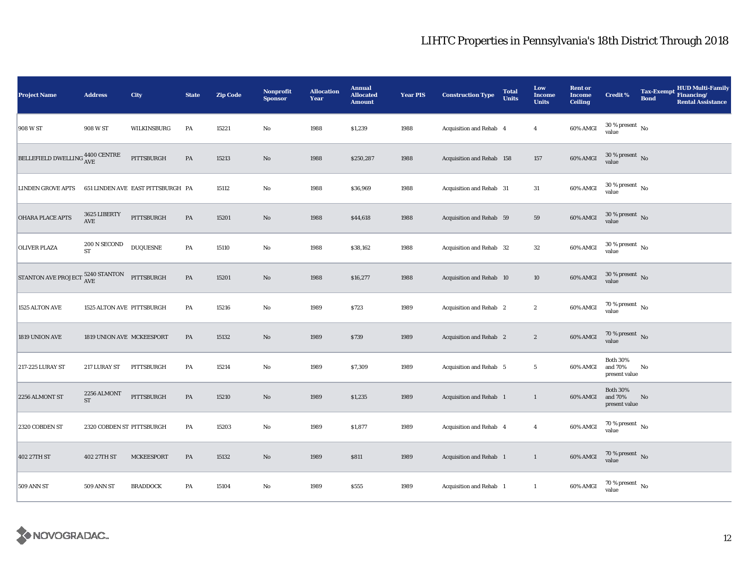# LIHTC Properties in Pennsylvania's 18th District Through 2018

| Project Name | Address | City | State | Zip Code | Nonprofit Sponsor | Allocation Year | Annual Allocated Amount | Year PIS | Construction Type | Total Units | Low Income Units | Rent or Income Ceiling | Credit % | Tax-Exempt Bond | HUD Multi-Family Financing/ Rental Assistance |
|---|---|---|---|---|---|---|---|---|---|---|---|---|---|---|---|
| 908 W ST | 908 W ST | WILKINSBURG | PA | 15221 | No | 1988 | $1,239 | 1988 | Acquisition and Rehab | 4 | 4 | 60% AMGI | 30 % present value | No | |
| BELLEFIELD DWELLING | 4400 CENTRE AVE | PITTSBURGH | PA | 15213 | No | 1988 | $250,287 | 1988 | Acquisition and Rehab | 158 | 157 | 60% AMGI | 30 % present value | No | |
| LINDEN GROVE APTS | 651 LINDEN AVE | EAST PITTSBURGH | PA | 15112 | No | 1988 | $36,969 | 1988 | Acquisition and Rehab | 31 | 31 | 60% AMGI | 30 % present value | No | |
| OHARA PLACE APTS | 3625 LIBERTY AVE | PITTSBURGH | PA | 15201 | No | 1988 | $44,618 | 1988 | Acquisition and Rehab | 59 | 59 | 60% AMGI | 30 % present value | No | |
| OLIVER PLAZA | 200 N SECOND ST | DUQUESNE | PA | 15110 | No | 1988 | $38,162 | 1988 | Acquisition and Rehab | 32 | 32 | 60% AMGI | 30 % present value | No | |
| STANTON AVE PROJECT | 5240 STANTON AVE | PITTSBURGH | PA | 15201 | No | 1988 | $16,277 | 1988 | Acquisition and Rehab | 10 | 10 | 60% AMGI | 30 % present value | No | |
| 1525 ALTON AVE | 1525 ALTON AVE | PITTSBURGH | PA | 15216 | No | 1989 | $723 | 1989 | Acquisition and Rehab | 2 | 2 | 60% AMGI | 70 % present value | No | |
| 1819 UNION AVE | 1819 UNION AVE | MCKEESPORT | PA | 15132 | No | 1989 | $739 | 1989 | Acquisition and Rehab | 2 | 2 | 60% AMGI | 70 % present value | No | |
| 217-225 LURAY ST | 217 LURAY ST | PITTSBURGH | PA | 15214 | No | 1989 | $7,309 | 1989 | Acquisition and Rehab | 5 | 5 | 60% AMGI | Both 30% and 70% present value | No | |
| 2256 ALMONT ST | 2256 ALMONT ST | PITTSBURGH | PA | 15210 | No | 1989 | $1,235 | 1989 | Acquisition and Rehab | 1 | 1 | 60% AMGI | Both 30% and 70% present value | No | |
| 2320 COBDEN ST | 2320 COBDEN ST | PITTSBURGH | PA | 15203 | No | 1989 | $1,877 | 1989 | Acquisition and Rehab | 4 | 4 | 60% AMGI | 70 % present value | No | |
| 402 27TH ST | 402 27TH ST | MCKEESPORT | PA | 15132 | No | 1989 | $811 | 1989 | Acquisition and Rehab | 1 | 1 | 60% AMGI | 70 % present value | No | |
| 509 ANN ST | 509 ANN ST | BRADDOCK | PA | 15104 | No | 1989 | $555 | 1989 | Acquisition and Rehab | 1 | 1 | 60% AMGI | 70 % present value | No | |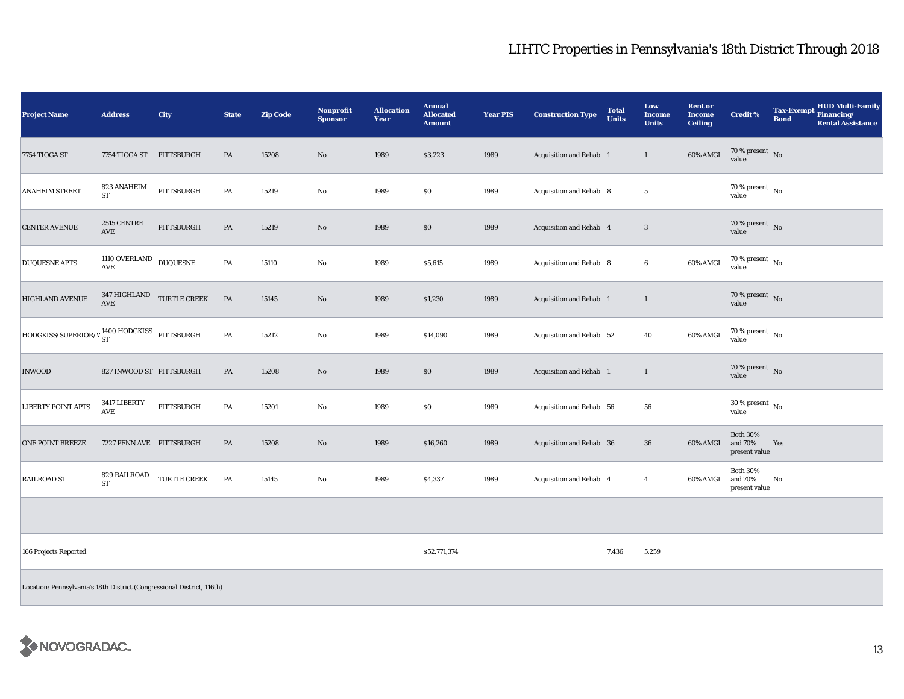# LIHTC Properties in Pennsylvania's 18th District Through 2018

| Project Name | Address | City | State | Zip Code | Nonprofit Sponsor | Allocation Year | Annual Allocated Amount | Year PIS | Construction Type | Total Units | Low Income Units | Rent or Income Ceiling | Credit % | Tax-Exempt Bond | HUD Multi-Family Financing/ Rental Assistance |
|---|---|---|---|---|---|---|---|---|---|---|---|---|---|---|---|
| 7754 TIOGA ST | 7754 TIOGA ST | PITTSBURGH | PA | 15208 | No | 1989 | $3,223 | 1989 | Acquisition and Rehab | 1 | 1 | 60% AMGI | 70 % present value | No | |
| ANAHEIM STREET | 823 ANAHEIM ST | PITTSBURGH | PA | 15219 | No | 1989 | $0 | 1989 | Acquisition and Rehab | 8 | 5 | | 70 % present value | No | |
| CENTER AVENUE | 2515 CENTRE AVE | PITTSBURGH | PA | 15219 | No | 1989 | $0 | 1989 | Acquisition and Rehab | 4 | 3 | | 70 % present value | No | |
| DUQUESNE APTS | 1110 OVERLAND AVE | DUQUESNE | PA | 15110 | No | 1989 | $5,615 | 1989 | Acquisition and Rehab | 8 | 6 | 60% AMGI | 70 % present value | No | |
| HIGHLAND AVENUE | 347 HIGHLAND AVE | TURTLE CREEK | PA | 15145 | No | 1989 | $1,230 | 1989 | Acquisition and Rehab | 1 | 1 | | 70 % present value | No | |
| HODGKISS/SUPERIOR/V | 1400 HODGKISS ST | PITTSBURGH | PA | 15212 | No | 1989 | $14,090 | 1989 | Acquisition and Rehab | 52 | 40 | 60% AMGI | 70 % present value | No | |
| INWOOD | 827 INWOOD ST | PITTSBURGH | PA | 15208 | No | 1989 | $0 | 1989 | Acquisition and Rehab | 1 | 1 | | 70 % present value | No | |
| LIBERTY POINT APTS | 3417 LIBERTY AVE | PITTSBURGH | PA | 15201 | No | 1989 | $0 | 1989 | Acquisition and Rehab | 56 | 56 | | 30 % present value | No | |
| ONE POINT BREEZE | 7227 PENN AVE | PITTSBURGH | PA | 15208 | No | 1989 | $16,260 | 1989 | Acquisition and Rehab | 36 | 36 | 60% AMGI | Both 30% and 70% present value | Yes | |
| RAILROAD ST | 829 RAILROAD ST | TURTLE CREEK | PA | 15145 | No | 1989 | $4,337 | 1989 | Acquisition and Rehab | 4 | 4 | 60% AMGI | Both 30% and 70% present value | No | |
| | | | | | | | | | | | | | | | |
| 166 Projects Reported | | | | | | | $52,771,374 | | | 7,436 | 5,259 | | | | |
| Location: Pennsylvania's 18th District (Congressional District, 116th) | | | | | | | | | | | | | | | |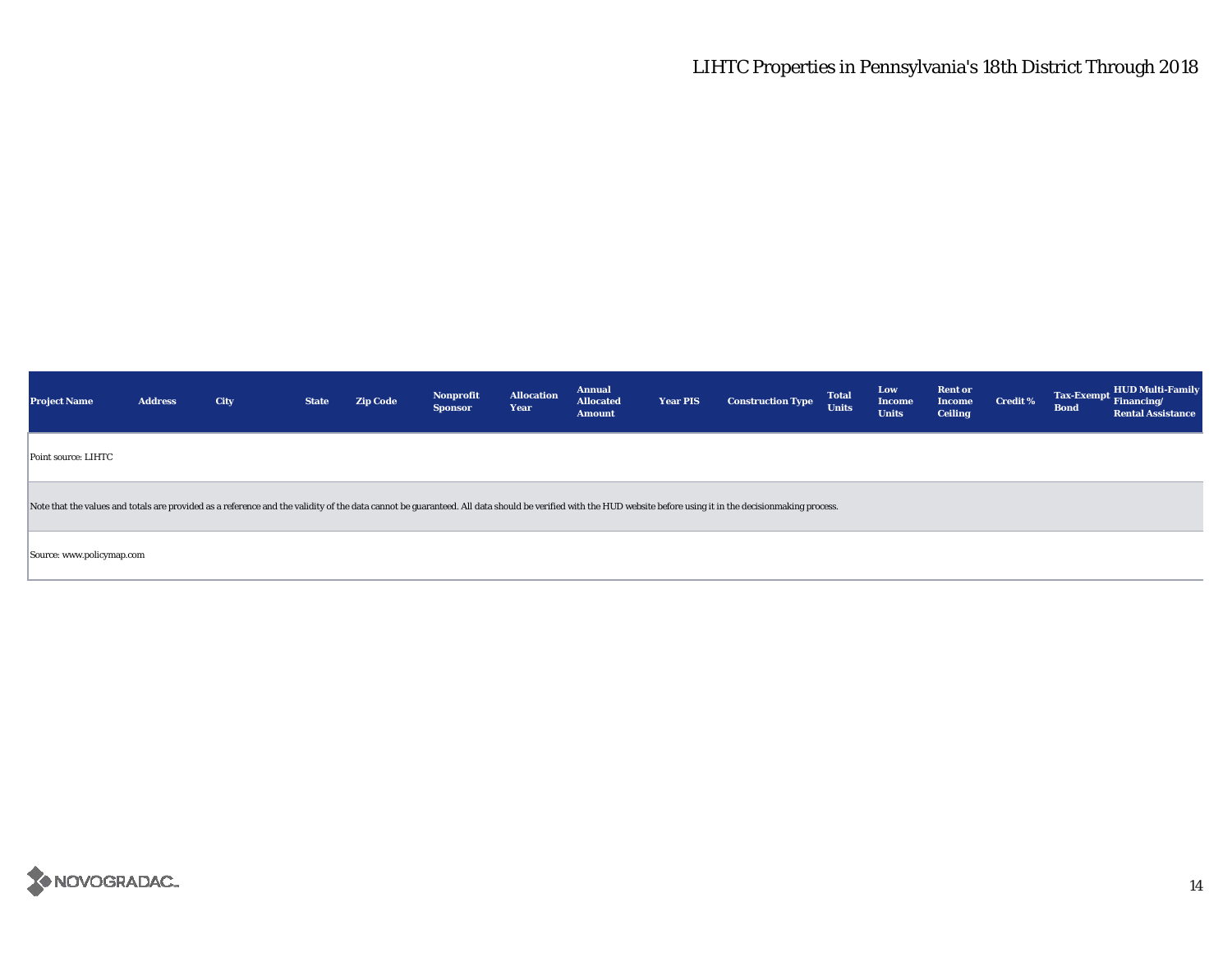# LIHTC Properties in Pennsylvania's 18th District Through 2018

| Project Name | Address | City | State | Zip Code | Nonprofit Sponsor | Allocation Year | Annual Allocated Amount | Year PIS | Construction Type | Total Units | Low Income Units | Rent or Income Ceiling | Credit % | Tax-Exempt Bond | HUD Multi-Family Financing/ Rental Assistance |
|---|---|---|---|---|---|---|---|---|---|---|---|---|---|---|---|

Point source: LIHTC

Note that the values and totals are provided as a reference and the validity of the data cannot be guaranteed. All data should be verified with the HUD website before using it in the decisionmaking process.

Source: www.policymap.com